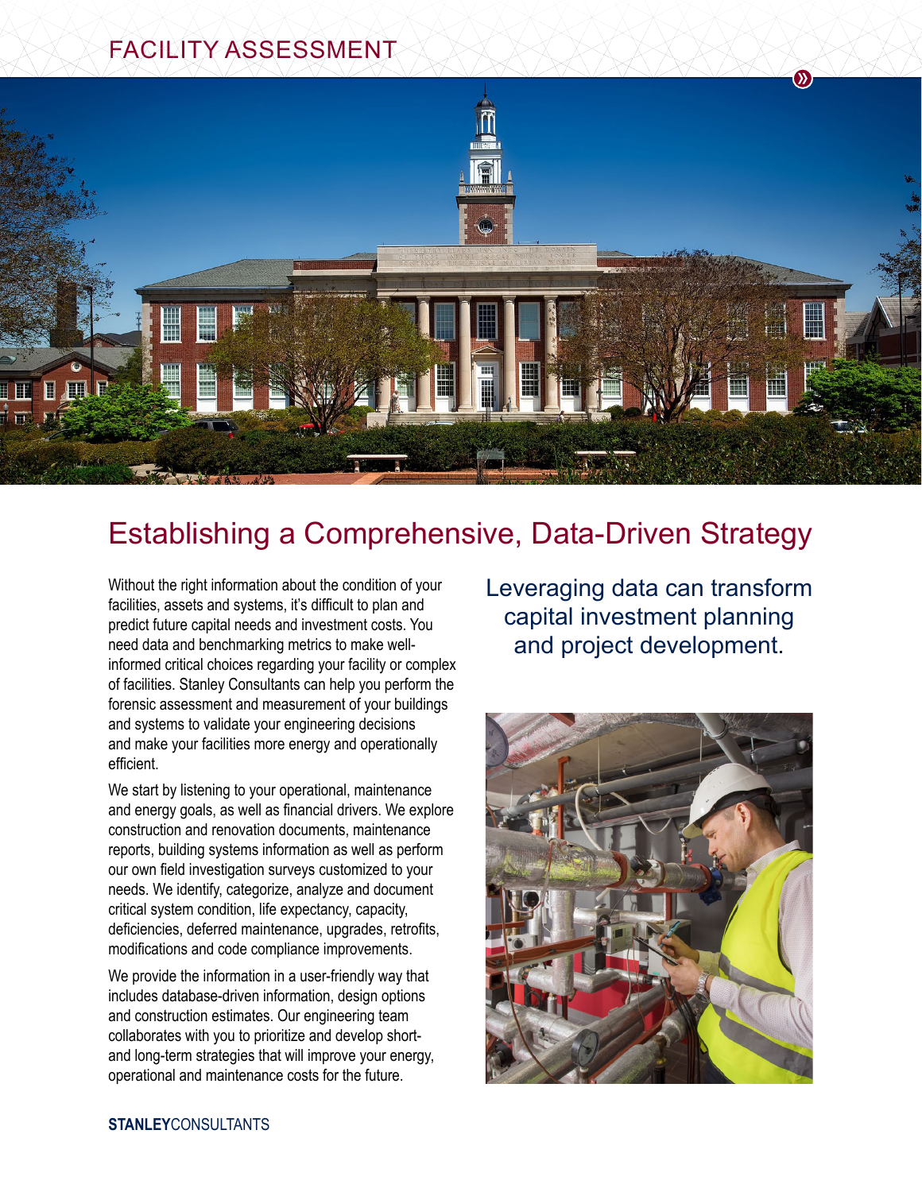# FACILITY ASSESSMENT

## Establishing a Comprehensive, Data-Driven Strategy

Without the right information about the condition of your facilities, assets and systems, it's difficult to plan and predict future capital needs and investment costs. You need data and benchmarking metrics to make well-informed critical choices regarding your facility or complex of facilities. Stanley Consultants can help you perform the forensic assessment and measurement of your buildings and systems to validate your engineering decisions and make your facilities more energy and operationally efficient.

We start by listening to your operational, maintenance and energy goals, as well as financial drivers. We explore construction and renovation documents, maintenance reports, building systems information as well as perform our own field investigation surveys customized to your needs. We identify, categorize, analyze and document critical system condition, life expectancy, capacity, deficiencies, deferred maintenance, upgrades, retrofits, modifications and code compliance improvements.

We provide the information in a user-friendly way that includes database-driven information, design options and construction estimates. Our engineering team collaborates with you to prioritize and develop short- and long-term strategies that will improve your energy, operational and maintenance costs for the future.

Leveraging data can transform capital investment planning and project development.

**STANLEY**CONSULTANTS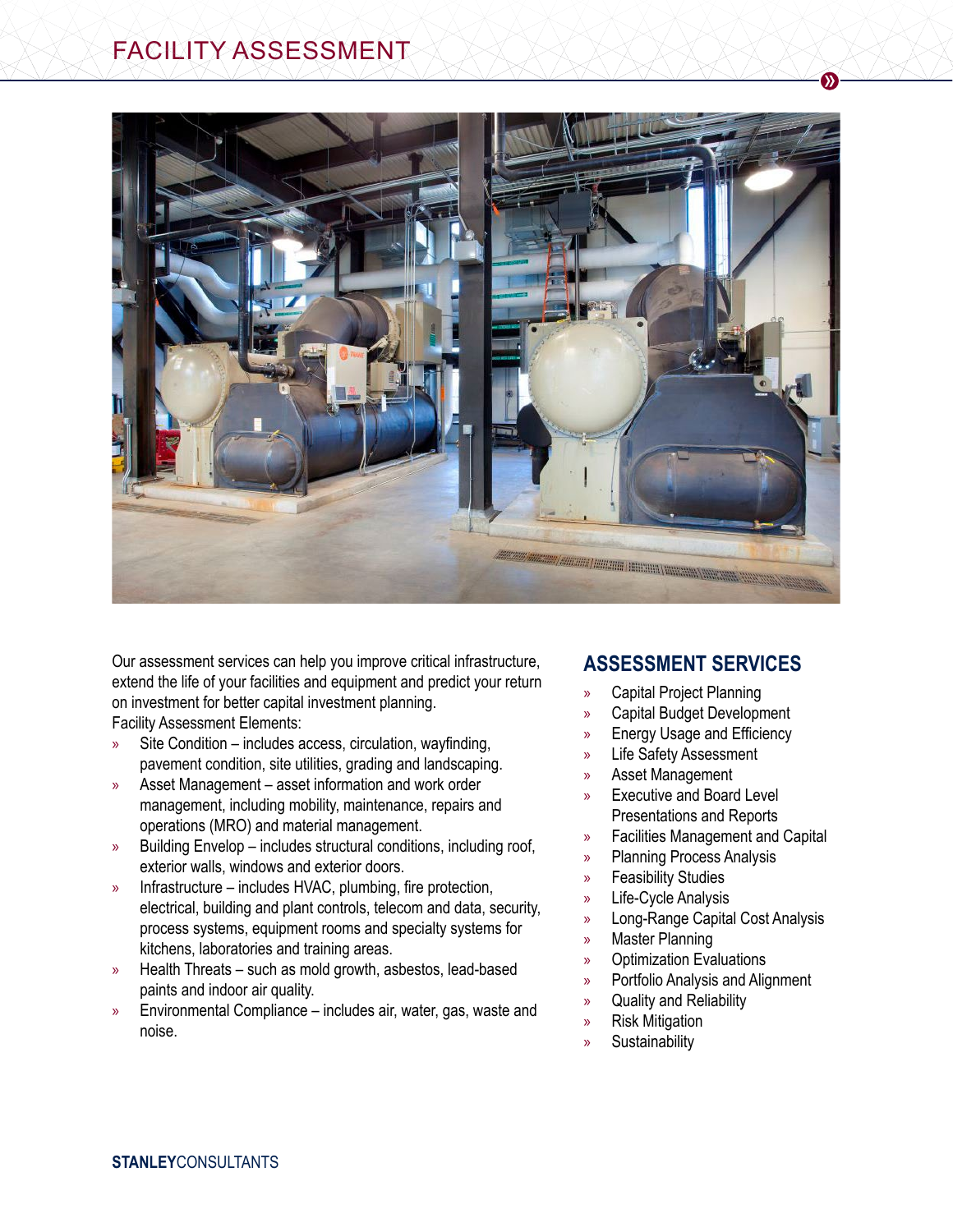# FACILITY ASSESSMENT

Our assessment services can help you improve critical infrastructure, extend the life of your facilities and equipment and predict your return on investment for better capital investment planning.

Facility Assessment Elements:

- Site Condition – includes access, circulation, wayfinding, pavement condition, site utilities, grading and landscaping.
- Asset Management – asset information and work order management, including mobility, maintenance, repairs and operations (MRO) and material management.
- Building Envelop – includes structural conditions, including roof, exterior walls, windows and exterior doors.
- Infrastructure – includes HVAC, plumbing, fire protection, electrical, building and plant controls, telecom and data, security, process systems, equipment rooms and specialty systems for kitchens, laboratories and training areas.
- Health Threats – such as mold growth, asbestos, lead-based paints and indoor air quality.
- Environmental Compliance – includes air, water, gas, waste and noise.

## ASSESSMENT SERVICES

- Capital Project Planning
- Capital Budget Development
- Energy Usage and Efficiency
- Life Safety Assessment
- Asset Management
- Executive and Board Level Presentations and Reports
- Facilities Management and Capital
- Planning Process Analysis
- Feasibility Studies
- Life-Cycle Analysis
- Long-Range Capital Cost Analysis
- Master Planning
- Optimization Evaluations
- Portfolio Analysis and Alignment
- Quality and Reliability
- Risk Mitigation
- Sustainability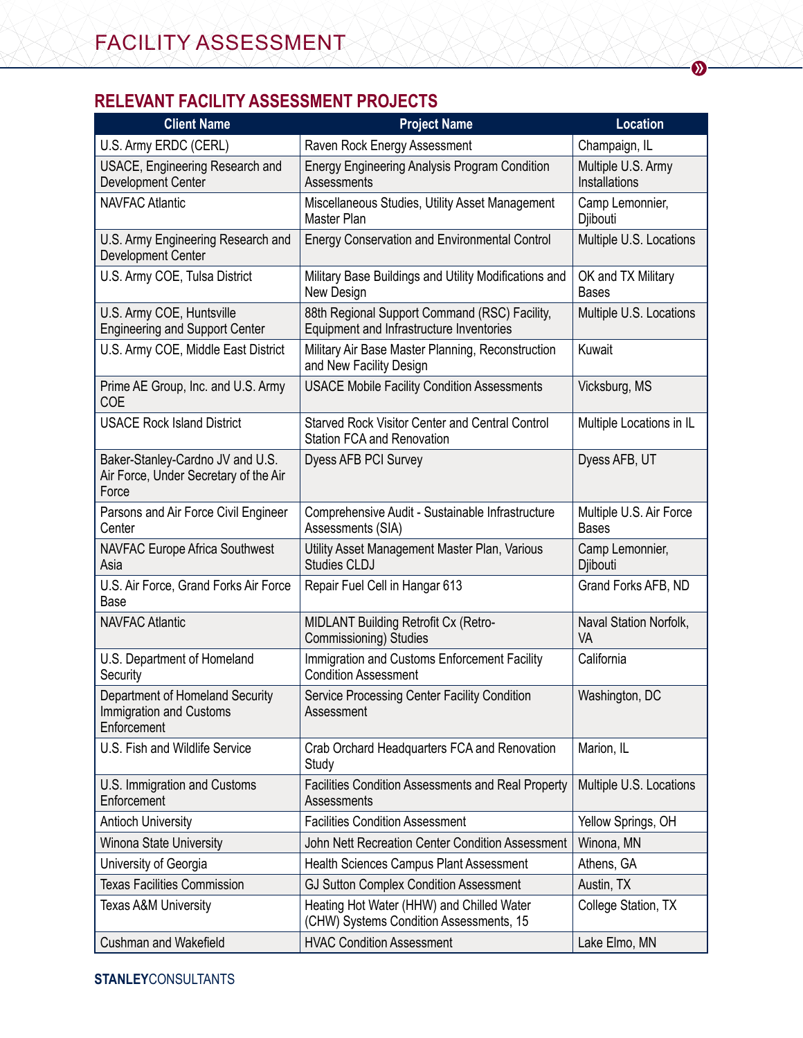## RELEVANT FACILITY ASSESSMENT PROJECTS

| Client Name | Project Name | Location |
|---|---|---|
| U.S. Army ERDC (CERL) | Raven Rock Energy Assessment | Champaign, IL |
| USACE, Engineering Research and Development Center | Energy Engineering Analysis Program Condition Assessments | Multiple U.S. Army Installations |
| NAVFAC Atlantic | Miscellaneous Studies, Utility Asset Management Master Plan | Camp Lemonnier, Djibouti |
| U.S. Army Engineering Research and Development Center | Energy Conservation and Environmental Control | Multiple U.S. Locations |
| U.S. Army COE, Tulsa District | Military Base Buildings and Utility Modifications and New Design | OK and TX Military Bases |
| U.S. Army COE, Huntsville Engineering and Support Center | 88th Regional Support Command (RSC) Facility, Equipment and Infrastructure Inventories | Multiple U.S. Locations |
| U.S. Army COE, Middle East District | Military Air Base Master Planning, Reconstruction and New Facility Design | Kuwait |
| Prime AE Group, Inc. and U.S. Army COE | USACE Mobile Facility Condition Assessments | Vicksburg, MS |
| USACE Rock Island District | Starved Rock Visitor Center and Central Control Station FCA and Renovation | Multiple Locations in IL |
| Baker-Stanley-Cardno JV and U.S. Air Force, Under Secretary of the Air Force | Dyess AFB PCI Survey | Dyess AFB, UT |
| Parsons and Air Force Civil Engineer Center | Comprehensive Audit - Sustainable Infrastructure Assessments (SIA) | Multiple U.S. Air Force Bases |
| NAVFAC Europe Africa Southwest Asia | Utility Asset Management Master Plan, Various Studies CLDJ | Camp Lemonnier, Djibouti |
| U.S. Air Force, Grand Forks Air Force Base | Repair Fuel Cell in Hangar 613 | Grand Forks AFB, ND |
| NAVFAC Atlantic | MIDLANT Building Retrofit Cx (Retro-Commissioning) Studies | Naval Station Norfolk, VA |
| U.S. Department of Homeland Security | Immigration and Customs Enforcement Facility Condition Assessment | California |
| Department of Homeland Security Immigration and Customs Enforcement | Service Processing Center Facility Condition Assessment | Washington, DC |
| U.S. Fish and Wildlife Service | Crab Orchard Headquarters FCA and Renovation Study | Marion, IL |
| U.S. Immigration and Customs Enforcement | Facilities Condition Assessments and Real Property Assessments | Multiple U.S. Locations |
| Antioch University | Facilities Condition Assessment | Yellow Springs, OH |
| Winona State University | John Nett Recreation Center Condition Assessment | Winona, MN |
| University of Georgia | Health Sciences Campus Plant Assessment | Athens, GA |
| Texas Facilities Commission | GJ Sutton Complex Condition Assessment | Austin, TX |
| Texas A&M University | Heating Hot Water (HHW) and Chilled Water (CHW) Systems Condition Assessments, 15 | College Station, TX |
| Cushman and Wakefield | HVAC Condition Assessment | Lake Elmo, MN |